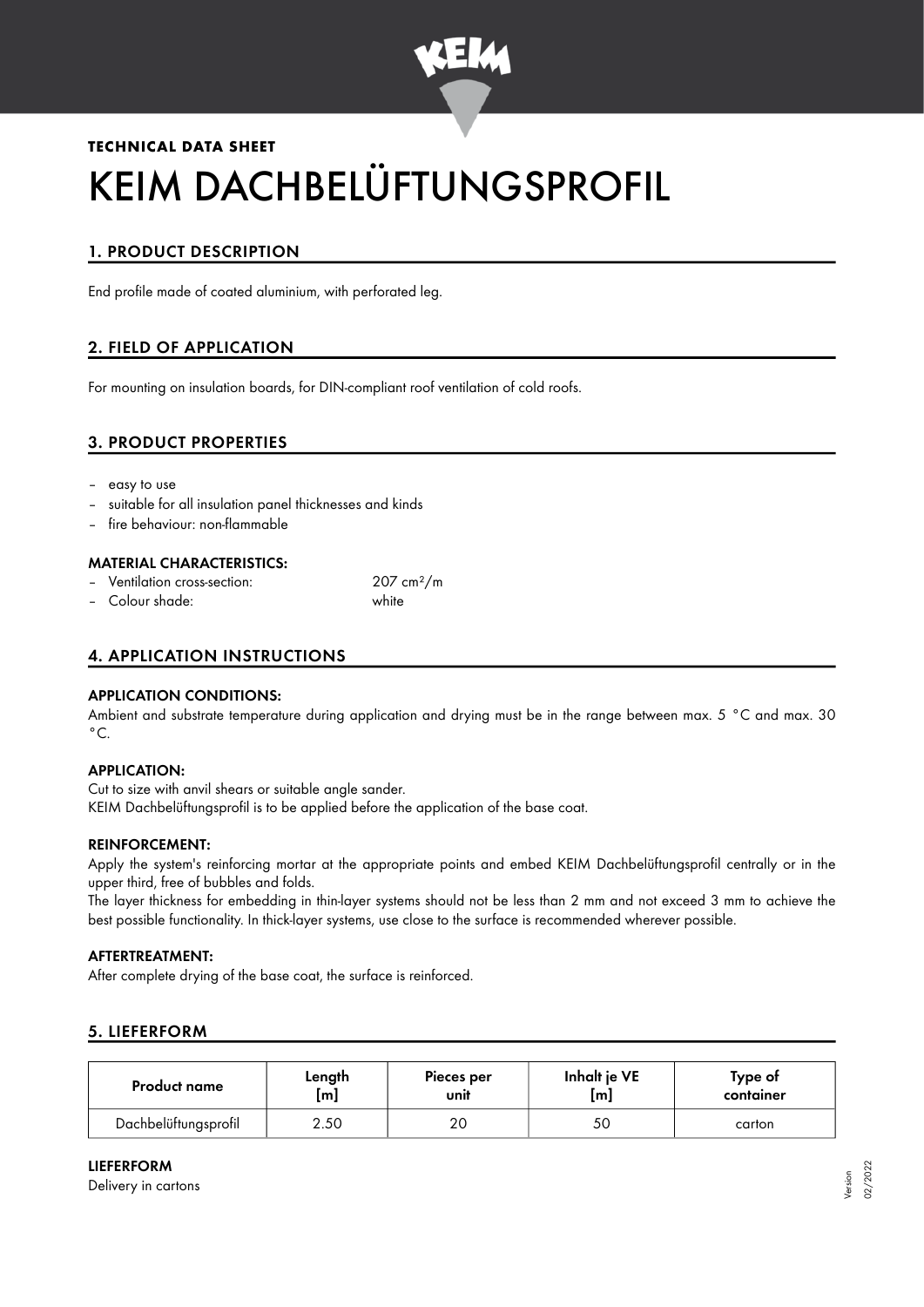**TECHNICAL DATA SHEET**

# KEIM DACHBELÜFTUNGSPROFIL

## 1. PRODUCT DESCRIPTION

End profile made of coated aluminium, with perforated leg.

## 2. FIELD OF APPLICATION

For mounting on insulation boards, for DIN-compliant roof ventilation of cold roofs.

## 3. PRODUCT PROPERTIES

- easy to use
- suitable for all insulation panel thicknesses and kinds
- fire behaviour: non-flammable

### MATERIAL CHARACTERISTICS:

- Ventilation cross-section: 207 $cm^2/m$
- Colour shade: white

## 4. APPLICATION INSTRUCTIONS

### APPLICATION CONDITIONS:

Ambient and substrate temperature during application and drying must be in the range between max. 5 °C and max. 30 °C.

### APPLICATION:

Cut to size with anvil shears or suitable angle sander.
KEIM Dachbelüftungsprofil is to be applied before the application of the base coat.

### REINFORCEMENT:

Apply the system's reinforcing mortar at the appropriate points and embed KEIM Dachbelüftungsprofil centrally or in the upper third, free of bubbles and folds.
The layer thickness for embedding in thin-layer systems should not be less than 2 mm and not exceed 3 mm to achieve the best possible functionality. In thick-layer systems, use close to the surface is recommended wherever possible.

### AFTERTREATMENT:

After complete drying of the base coat, the surface is reinforced.

## 5. LIEFERFORM

| Product name | Length [m] | Pieces per unit | Inhalt je VE [m] | Type of container |
|---|---|---|---|---|
| Dachbelüftungsprofil | 2.50 | 20 | 50 | carton |

### LIEFERFORM

Delivery in cartons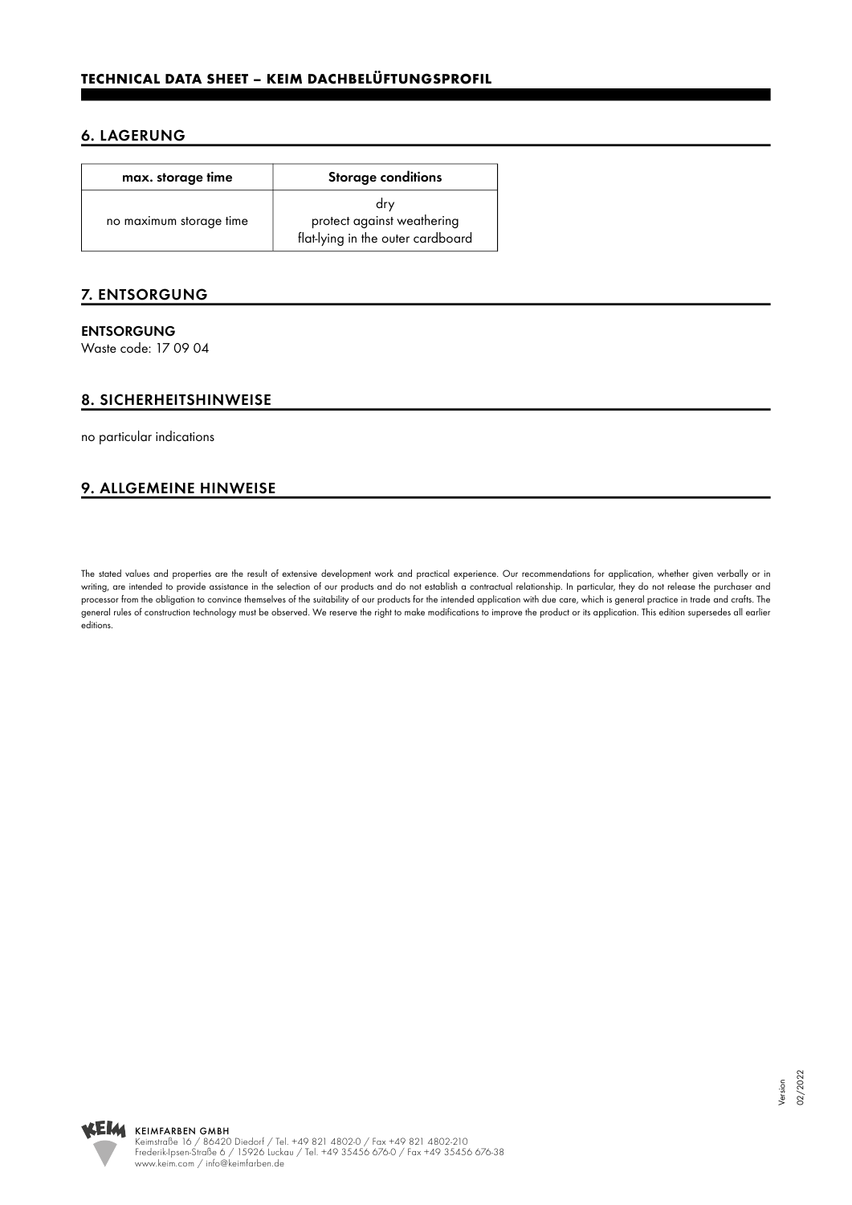## 6. LAGERUNG

| max. storage time | Storage conditions |
|---|---|
| no maximum storage time | dry<br>protect against weathering<br>flat-lying in the outer cardboard |

## 7. ENTSORGUNG

**ENTSORGUNG**

Waste code: 17 09 04

## 8. SICHERHEITSHINWEISE

no particular indications

## 9. ALLGEMEINE HINWEISE

The stated values and properties are the result of extensive development work and practical experience. Our recommendations for application, whether given verbally or in writing, are intended to provide assistance in the selection of our products and do not establish a contractual relationship. In particular, they do not release the purchaser and processor from the obligation to convince themselves of the suitability of our products for the intended application with due care, which is general practice in trade and crafts. The general rules of construction technology must be observed. We reserve the right to make modifications to improve the product or its application. This edition supersedes all earlier editions.

KEIMFARBEN GMBH
Keimstraße 16 / 86420 Diedorf / Tel. +49 821 4802-0 / Fax +49 821 4802-210
Frederik-Ipsen-Straße 6 / 15926 Luckau / Tel. +49 35456 676-0 / Fax +49 35456 676-38
www.keim.com / info@keimfarben.de

Version 02/2022